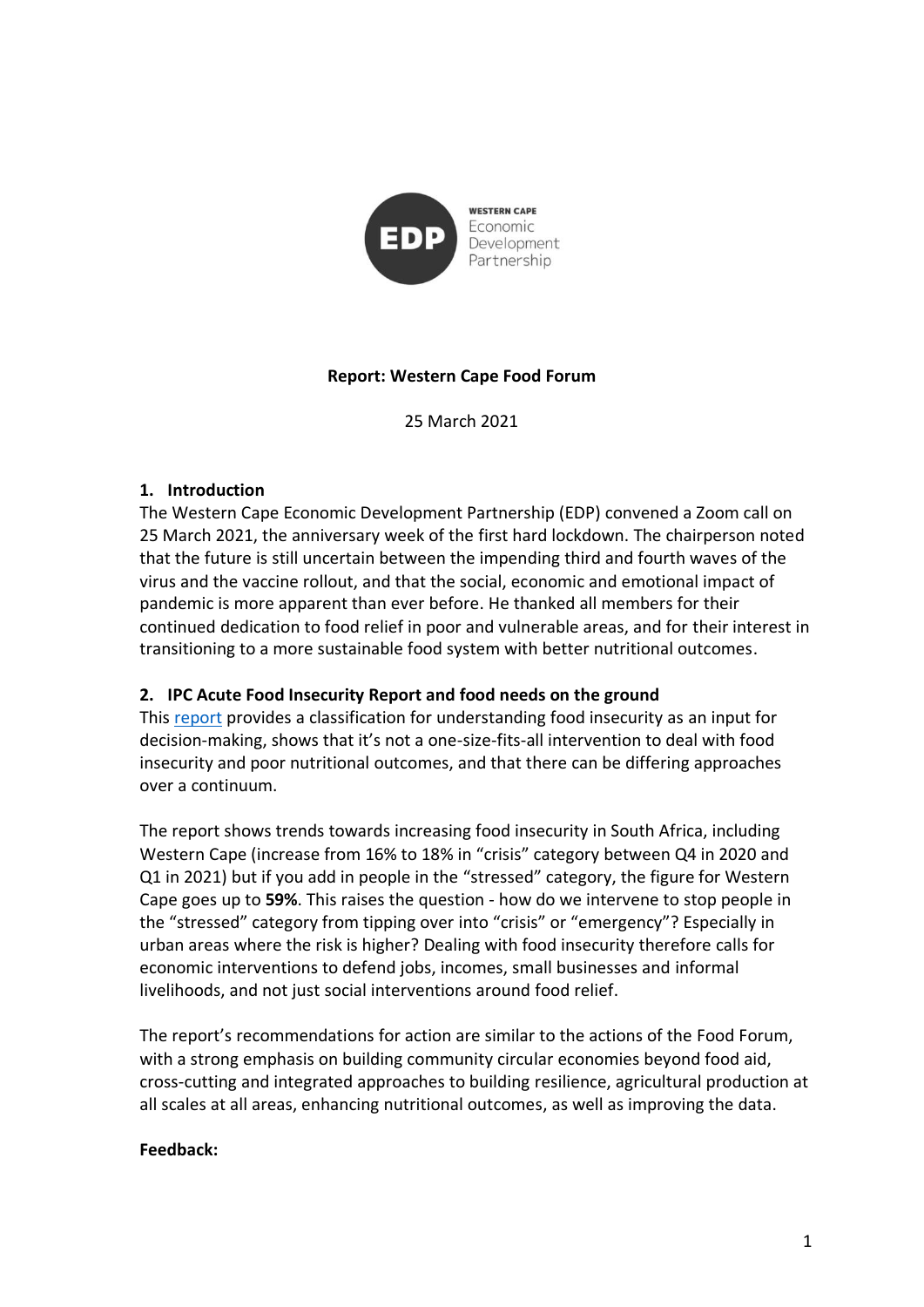WESTERN CAPE
Economic
Development
Partnership

# Report: Western Cape Food Forum

25 March 2021

## 1. Introduction

The Western Cape Economic Development Partnership (EDP) convened a Zoom call on 25 March 2021, the anniversary week of the first hard lockdown. The chairperson noted that the future is still uncertain between the impending third and fourth waves of the virus and the vaccine rollout, and that the social, economic and emotional impact of pandemic is more apparent than ever before. He thanked all members for their continued dedication to food relief in poor and vulnerable areas, and for their interest in transitioning to a more sustainable food system with better nutritional outcomes.

## 2. IPC Acute Food Insecurity Report and food needs on the ground

This report provides a classification for understanding food insecurity as an input for decision-making, shows that it's not a one-size-fits-all intervention to deal with food insecurity and poor nutritional outcomes, and that there can be differing approaches over a continuum.

The report shows trends towards increasing food insecurity in South Africa, including Western Cape (increase from 16% to 18% in "crisis" category between Q4 in 2020 and Q1 in 2021) but if you add in people in the "stressed" category, the figure for Western Cape goes up to **59%**. This raises the question - how do we intervene to stop people in the "stressed" category from tipping over into "crisis" or "emergency"? Especially in urban areas where the risk is higher? Dealing with food insecurity therefore calls for economic interventions to defend jobs, incomes, small businesses and informal livelihoods, and not just social interventions around food relief.

The report's recommendations for action are similar to the actions of the Food Forum, with a strong emphasis on building community circular economies beyond food aid, cross-cutting and integrated approaches to building resilience, agricultural production at all scales at all areas, enhancing nutritional outcomes, as well as improving the data.

**Feedback:**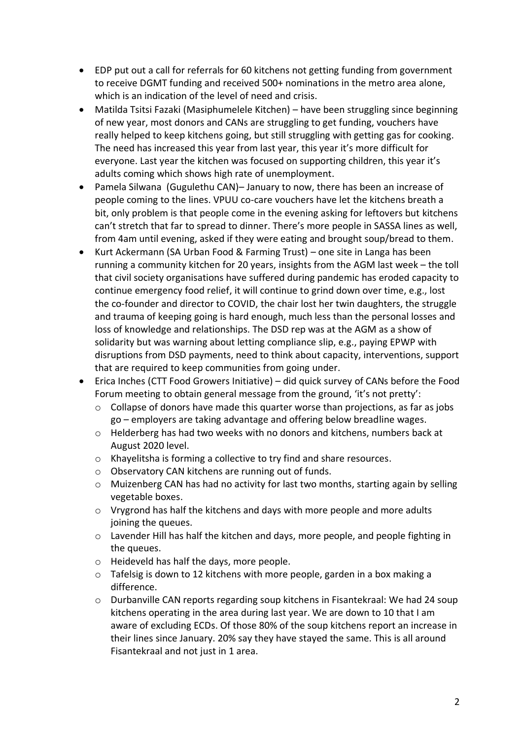- EDP put out a call for referrals for 60 kitchens not getting funding from government to receive DGMT funding and received 500+ nominations in the metro area alone, which is an indication of the level of need and crisis.
- Matilda Tsitsi Fazaki (Masiphumelele Kitchen) – have been struggling since beginning of new year, most donors and CANs are struggling to get funding, vouchers have really helped to keep kitchens going, but still struggling with getting gas for cooking. The need has increased this year from last year, this year it's more difficult for everyone. Last year the kitchen was focused on supporting children, this year it's adults coming which shows high rate of unemployment.
- Pamela Silwana (Gugulethu CAN)– January to now, there has been an increase of people coming to the lines. VPUU co-care vouchers have let the kitchens breath a bit, only problem is that people come in the evening asking for leftovers but kitchens can't stretch that far to spread to dinner. There's more people in SASSA lines as well, from 4am until evening, asked if they were eating and brought soup/bread to them.
- Kurt Ackermann (SA Urban Food & Farming Trust) – one site in Langa has been running a community kitchen for 20 years, insights from the AGM last week – the toll that civil society organisations have suffered during pandemic has eroded capacity to continue emergency food relief, it will continue to grind down over time, e.g., lost the co-founder and director to COVID, the chair lost her twin daughters, the struggle and trauma of keeping going is hard enough, much less than the personal losses and loss of knowledge and relationships. The DSD rep was at the AGM as a show of solidarity but was warning about letting compliance slip, e.g., paying EPWP with disruptions from DSD payments, need to think about capacity, interventions, support that are required to keep communities from going under.
- Erica Inches (CTT Food Growers Initiative) – did quick survey of CANs before the Food Forum meeting to obtain general message from the ground, 'it's not pretty':
  - Collapse of donors have made this quarter worse than projections, as far as jobs go – employers are taking advantage and offering below breadline wages.
  - Helderberg has had two weeks with no donors and kitchens, numbers back at August 2020 level.
  - Khayelitsha is forming a collective to try find and share resources.
  - Observatory CAN kitchens are running out of funds.
  - Muizenberg CAN has had no activity for last two months, starting again by selling vegetable boxes.
  - Vrygrond has half the kitchens and days with more people and more adults joining the queues.
  - Lavender Hill has half the kitchen and days, more people, and people fighting in the queues.
  - Heideveld has half the days, more people.
  - Tafelsig is down to 12 kitchens with more people, garden in a box making a difference.
  - Durbanville CAN reports regarding soup kitchens in Fisantekraal: We had 24 soup kitchens operating in the area during last year. We are down to 10 that I am aware of excluding ECDs. Of those 80% of the soup kitchens report an increase in their lines since January. 20% say they have stayed the same. This is all around Fisantekraal and not just in 1 area.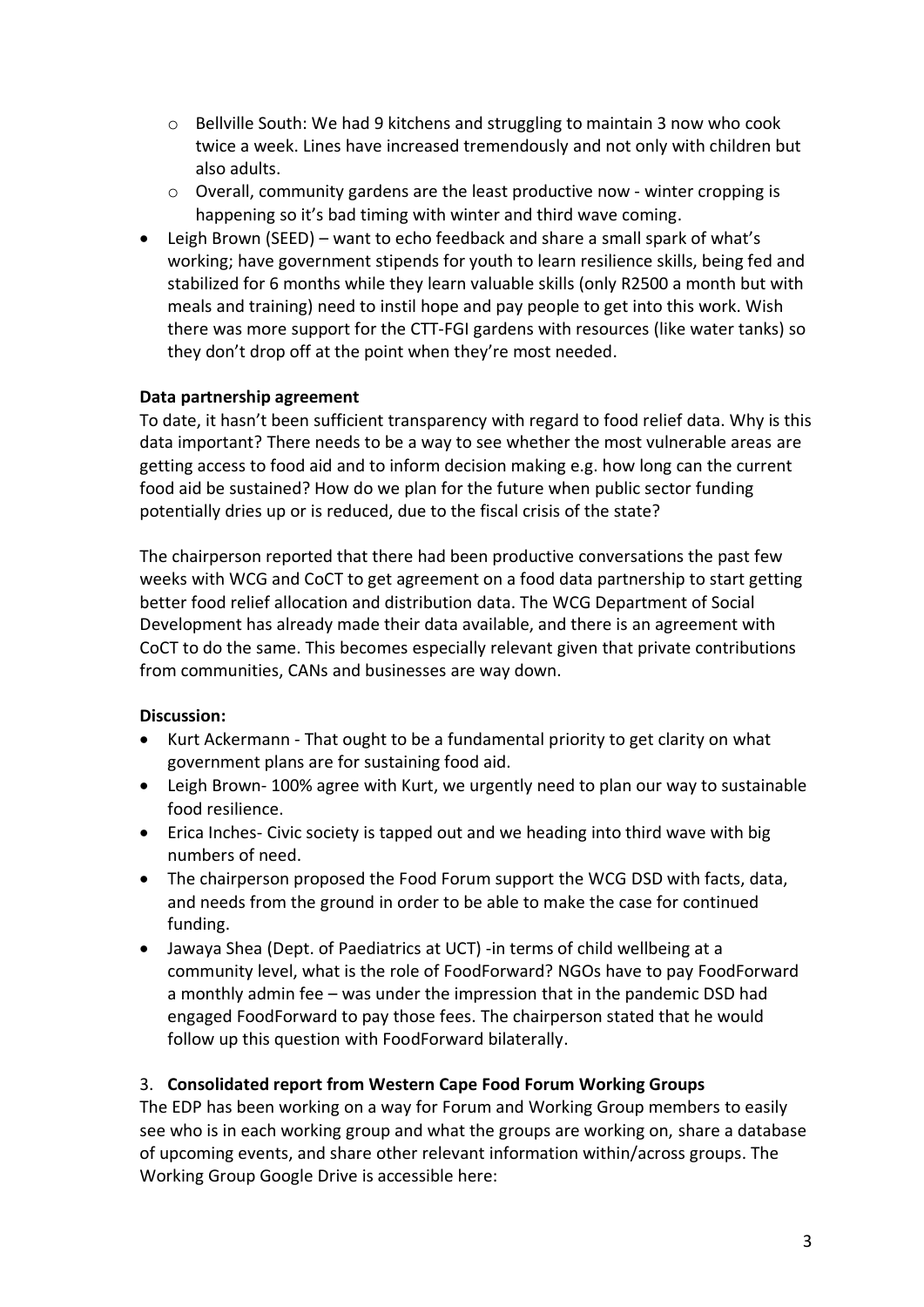- Bellville South: We had 9 kitchens and struggling to maintain 3 now who cook twice a week. Lines have increased tremendously and not only with children but also adults.
  - Overall, community gardens are the least productive now - winter cropping is happening so it's bad timing with winter and third wave coming.
- Leigh Brown (SEED) – want to echo feedback and share a small spark of what's working; have government stipends for youth to learn resilience skills, being fed and stabilized for 6 months while they learn valuable skills (only R2500 a month but with meals and training) need to instil hope and pay people to get into this work. Wish there was more support for the CTT-FGI gardens with resources (like water tanks) so they don't drop off at the point when they're most needed.

**Data partnership agreement**

To date, it hasn't been sufficient transparency with regard to food relief data. Why is this data important? There needs to be a way to see whether the most vulnerable areas are getting access to food aid and to inform decision making e.g. how long can the current food aid be sustained? How do we plan for the future when public sector funding potentially dries up or is reduced, due to the fiscal crisis of the state?

The chairperson reported that there had been productive conversations the past few weeks with WCG and CoCT to get agreement on a food data partnership to start getting better food relief allocation and distribution data. The WCG Department of Social Development has already made their data available, and there is an agreement with CoCT to do the same. This becomes especially relevant given that private contributions from communities, CANs and businesses are way down.

**Discussion:**

- Kurt Ackermann - That ought to be a fundamental priority to get clarity on what government plans are for sustaining food aid.
- Leigh Brown- 100% agree with Kurt, we urgently need to plan our way to sustainable food resilience.
- Erica Inches- Civic society is tapped out and we heading into third wave with big numbers of need.
- The chairperson proposed the Food Forum support the WCG DSD with facts, data, and needs from the ground in order to be able to make the case for continued funding.
- Jawaya Shea (Dept. of Paediatrics at UCT) -in terms of child wellbeing at a community level, what is the role of FoodForward? NGOs have to pay FoodForward a monthly admin fee – was under the impression that in the pandemic DSD had engaged FoodForward to pay those fees. The chairperson stated that he would follow up this question with FoodForward bilaterally.

3. **Consolidated report from Western Cape Food Forum Working Groups**

The EDP has been working on a way for Forum and Working Group members to easily see who is in each working group and what the groups are working on, share a database of upcoming events, and share other relevant information within/across groups. The Working Group Google Drive is accessible here: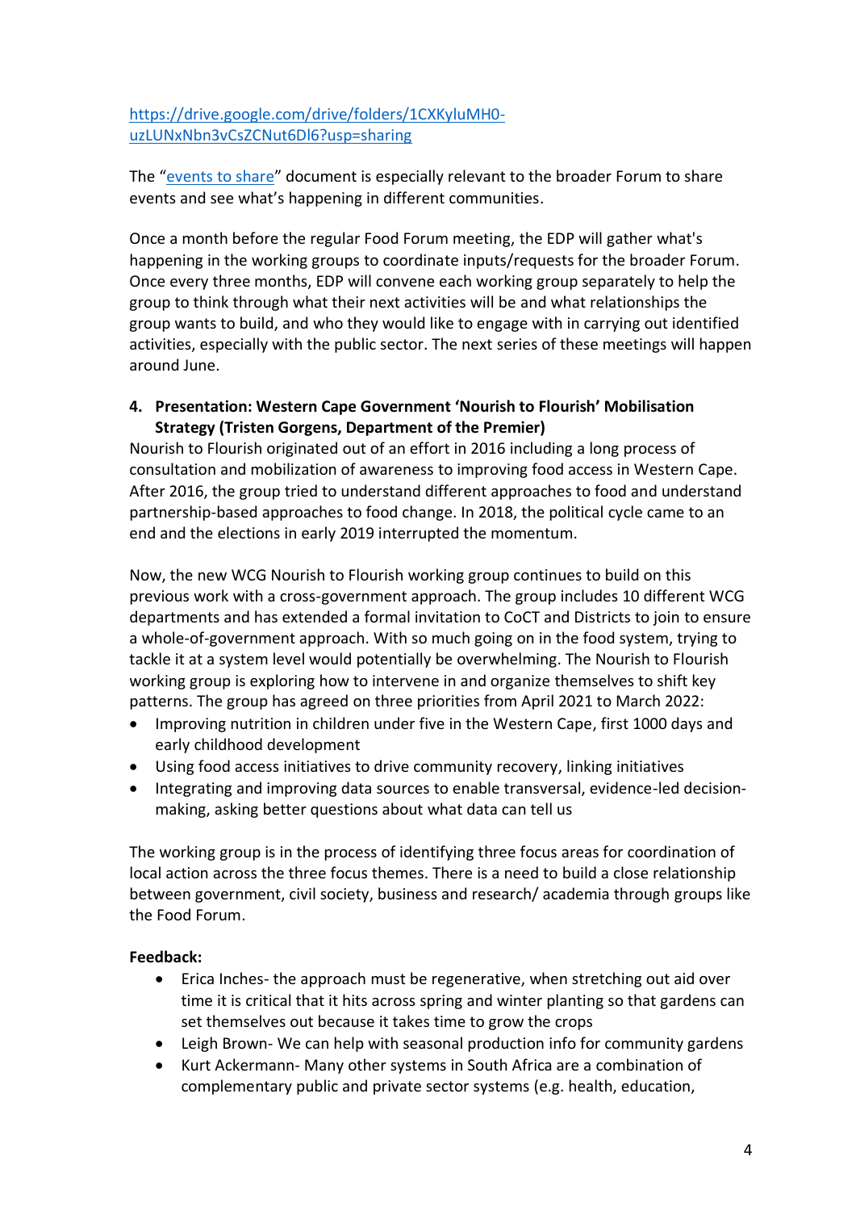[https://drive.google.com/drive/folders/1CXKyluMH0-uzLUNxNbn3vCsZCNut6Dl6?usp=sharing](https://drive.google.com/drive/folders/1CXKyluMH0-uzLUNxNbn3vCsZCNut6Dl6?usp=sharing)

The "events to share" document is especially relevant to the broader Forum to share events and see what's happening in different communities.

Once a month before the regular Food Forum meeting, the EDP will gather what's happening in the working groups to coordinate inputs/requests for the broader Forum. Once every three months, EDP will convene each working group separately to help the group to think through what their next activities will be and what relationships the group wants to build, and who they would like to engage with in carrying out identified activities, especially with the public sector. The next series of these meetings will happen around June.

**4. Presentation: Western Cape Government 'Nourish to Flourish' Mobilisation Strategy (Tristen Gorgens, Department of the Premier)**

Nourish to Flourish originated out of an effort in 2016 including a long process of consultation and mobilization of awareness to improving food access in Western Cape. After 2016, the group tried to understand different approaches to food and understand partnership-based approaches to food change. In 2018, the political cycle came to an end and the elections in early 2019 interrupted the momentum.

Now, the new WCG Nourish to Flourish working group continues to build on this previous work with a cross-government approach. The group includes 10 different WCG departments and has extended a formal invitation to CoCT and Districts to join to ensure a whole-of-government approach. With so much going on in the food system, trying to tackle it at a system level would potentially be overwhelming. The Nourish to Flourish working group is exploring how to intervene in and organize themselves to shift key patterns. The group has agreed on three priorities from April 2021 to March 2022:

- Improving nutrition in children under five in the Western Cape, first 1000 days and early childhood development
- Using food access initiatives to drive community recovery, linking initiatives
- Integrating and improving data sources to enable transversal, evidence-led decision-making, asking better questions about what data can tell us

The working group is in the process of identifying three focus areas for coordination of local action across the three focus themes. There is a need to build a close relationship between government, civil society, business and research/ academia through groups like the Food Forum.

**Feedback:**

- Erica Inches- the approach must be regenerative, when stretching out aid over time it is critical that it hits across spring and winter planting so that gardens can set themselves out because it takes time to grow the crops
- Leigh Brown- We can help with seasonal production info for community gardens
- Kurt Ackermann- Many other systems in South Africa are a combination of complementary public and private sector systems (e.g. health, education,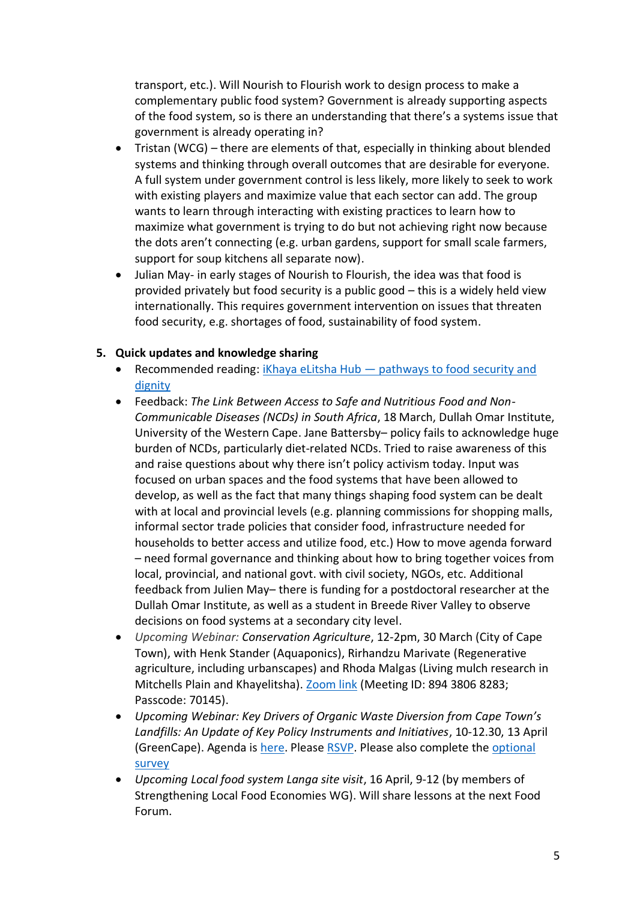transport, etc.). Will Nourish to Flourish work to design process to make a complementary public food system? Government is already supporting aspects of the food system, so is there an understanding that there's a systems issue that government is already operating in?

- Tristan (WCG) – there are elements of that, especially in thinking about blended systems and thinking through overall outcomes that are desirable for everyone. A full system under government control is less likely, more likely to seek to work with existing players and maximize value that each sector can add. The group wants to learn through interacting with existing practices to learn how to maximize what government is trying to do but not achieving right now because the dots aren't connecting (e.g. urban gardens, support for small scale farmers, support for soup kitchens all separate now).
- Julian May- in early stages of Nourish to Flourish, the idea was that food is provided privately but food security is a public good – this is a widely held view internationally. This requires government intervention on issues that threaten food security, e.g. shortages of food, sustainability of food system.

**5. Quick updates and knowledge sharing**

- Recommended reading: [iKhaya eLitsha Hub — pathways to food security and dignity]()
- Feedback: *The Link Between Access to Safe and Nutritious Food and Non-Communicable Diseases (NCDs) in South Africa*, 18 March, Dullah Omar Institute, University of the Western Cape. Jane Battersby– policy fails to acknowledge huge burden of NCDs, particularly diet-related NCDs. Tried to raise awareness of this and raise questions about why there isn't policy activism today. Input was focused on urban spaces and the food systems that have been allowed to develop, as well as the fact that many things shaping food system can be dealt with at local and provincial levels (e.g. planning commissions for shopping malls, informal sector trade policies that consider food, infrastructure needed for households to better access and utilize food, etc.) How to move agenda forward – need formal governance and thinking about how to bring together voices from local, provincial, and national govt. with civil society, NGOs, etc. Additional feedback from Julien May– there is funding for a postdoctoral researcher at the Dullah Omar Institute, as well as a student in Breede River Valley to observe decisions on food systems at a secondary city level.
- *Upcoming Webinar: Conservation Agriculture*, 12-2pm, 30 March (City of Cape Town), with Henk Stander (Aquaponics), Rirhandzu Marivate (Regenerative agriculture, including urbanscapes) and Rhoda Malgas (Living mulch research in Mitchells Plain and Khayelitsha). [Zoom link]() (Meeting ID: 894 3806 8283; Passcode: 70145).
- *Upcoming Webinar: Key Drivers of Organic Waste Diversion from Cape Town's Landfills: An Update of Key Policy Instruments and Initiatives*, 10-12.30, 13 April (GreenCape). Agenda is [here](). Please [RSVP](). Please also complete the [optional survey]()
- *Upcoming Local food system Langa site visit*, 16 April, 9-12 (by members of Strengthening Local Food Economies WG). Will share lessons at the next Food Forum.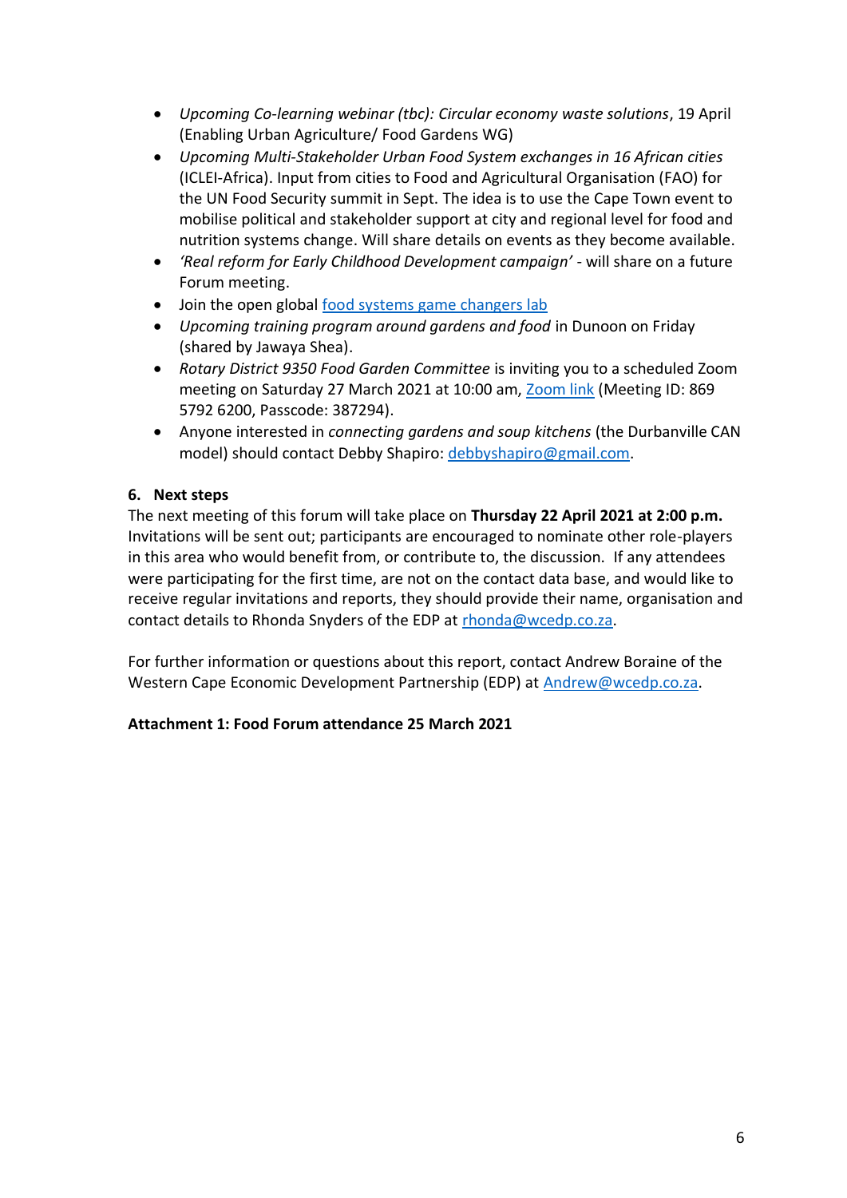- *Upcoming Co-learning webinar (tbc): Circular economy waste solutions*, 19 April (Enabling Urban Agriculture/ Food Gardens WG)
- *Upcoming Multi-Stakeholder Urban Food System exchanges in 16 African cities* (ICLEI-Africa). Input from cities to Food and Agricultural Organisation (FAO) for the UN Food Security summit in Sept. The idea is to use the Cape Town event to mobilise political and stakeholder support at city and regional level for food and nutrition systems change. Will share details on events as they become available.
- *'Real reform for Early Childhood Development campaign'* - will share on a future Forum meeting.
- Join the open global food systems game changers lab
- *Upcoming training program around gardens and food* in Dunoon on Friday (shared by Jawaya Shea).
- *Rotary District 9350 Food Garden Committee* is inviting you to a scheduled Zoom meeting on Saturday 27 March 2021 at 10:00 am, Zoom link (Meeting ID: 869 5792 6200, Passcode: 387294).
- Anyone interested in *connecting gardens and soup kitchens* (the Durbanville CAN model) should contact Debby Shapiro: debbyshapiro@gmail.com.

## 6. Next steps

The next meeting of this forum will take place on **Thursday 22 April 2021 at 2:00 p.m.** Invitations will be sent out; participants are encouraged to nominate other role-players in this area who would benefit from, or contribute to, the discussion. If any attendees were participating for the first time, are not on the contact data base, and would like to receive regular invitations and reports, they should provide their name, organisation and contact details to Rhonda Snyders of the EDP at rhonda@wcedp.co.za.

For further information or questions about this report, contact Andrew Boraine of the Western Cape Economic Development Partnership (EDP) at Andrew@wcedp.co.za.

**Attachment 1: Food Forum attendance 25 March 2021**